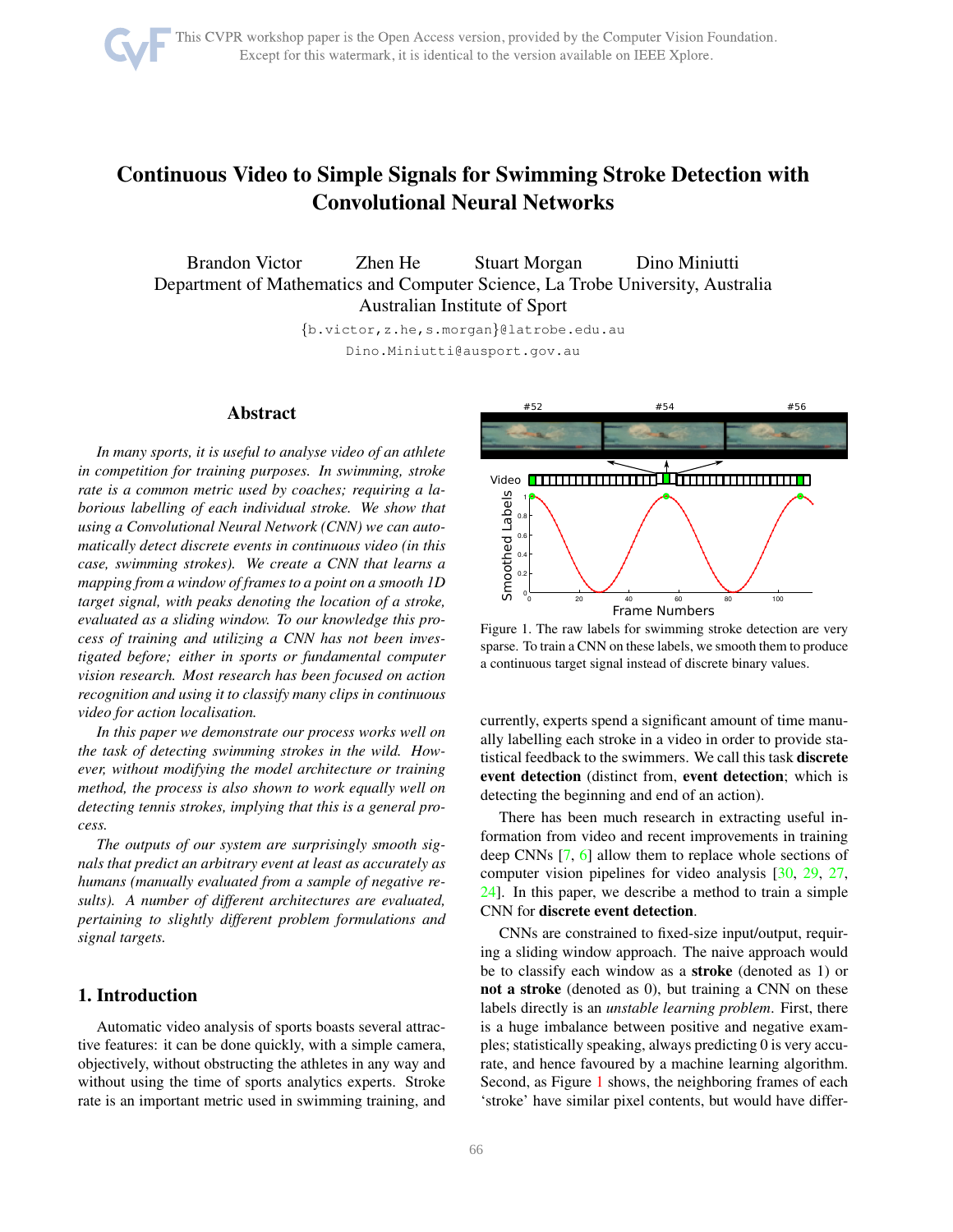# Continuous Video to Simple Signals for Swimming Stroke Detection with Convolutional Neural Networks

Brandon Victor  Zhen He  Stuart Morgan  Dino Miniutti
Department of Mathematics and Computer Science, La Trobe University, Australia
Australian Institute of Sport

{b.victor,z.he,s.morgan}@latrobe.edu.au
Dino.Miniutti@ausport.gov.au

## Abstract

*In many sports, it is useful to analyse video of an athlete in competition for training purposes. In swimming, stroke rate is a common metric used by coaches; requiring a laborious labelling of each individual stroke. We show that using a Convolutional Neural Network (CNN) we can automatically detect discrete events in continuous video (in this case, swimming strokes). We create a CNN that learns a mapping from a window of frames to a point on a smooth 1D target signal, with peaks denoting the location of a stroke, evaluated as a sliding window. To our knowledge this process of training and utilizing a CNN has not been investigated before; either in sports or fundamental computer vision research. Most research has been focused on action recognition and using it to classify many clips in continuous video for action localisation.*

*In this paper we demonstrate our process works well on the task of detecting swimming strokes in the wild. However, without modifying the model architecture or training method, the process is also shown to work equally well on detecting tennis strokes, implying that this is a general process.*

*The outputs of our system are surprisingly smooth signals that predict an arbitrary event at least as accurately as humans (manually evaluated from a sample of negative results). A number of different architectures are evaluated, pertaining to slightly different problem formulations and signal targets.*

## 1. Introduction

Automatic video analysis of sports boasts several attractive features: it can be done quickly, with a simple camera, objectively, without obstructing the athletes in any way and without using the time of sports analytics experts. Stroke rate is an important metric used in swimming training, and currently, experts spend a significant amount of time manually labelling each stroke in a video in order to provide statistical feedback to the swimmers. We call this task **discrete event detection** (distinct from, **event detection**; which is detecting the beginning and end of an action).

Figure 1. The raw labels for swimming stroke detection are very sparse. To train a CNN on these labels, we smooth them to produce a continuous target signal instead of discrete binary values.

There has been much research in extracting useful information from video and recent improvements in training deep CNNs [7, 6] allow them to replace whole sections of computer vision pipelines for video analysis [30, 29, 27, 24]. In this paper, we describe a method to train a simple CNN for **discrete event detection**.

CNNs are constrained to fixed-size input/output, requiring a sliding window approach. The naive approach would be to classify each window as a **stroke** (denoted as 1) or **not a stroke** (denoted as 0), but training a CNN on these labels directly is an *unstable learning problem*. First, there is a huge imbalance between positive and negative examples; statistically speaking, always predicting 0 is very accurate, and hence favoured by a machine learning algorithm. Second, as Figure 1 shows, the neighboring frames of each 'stroke' have similar pixel contents, but would have differ-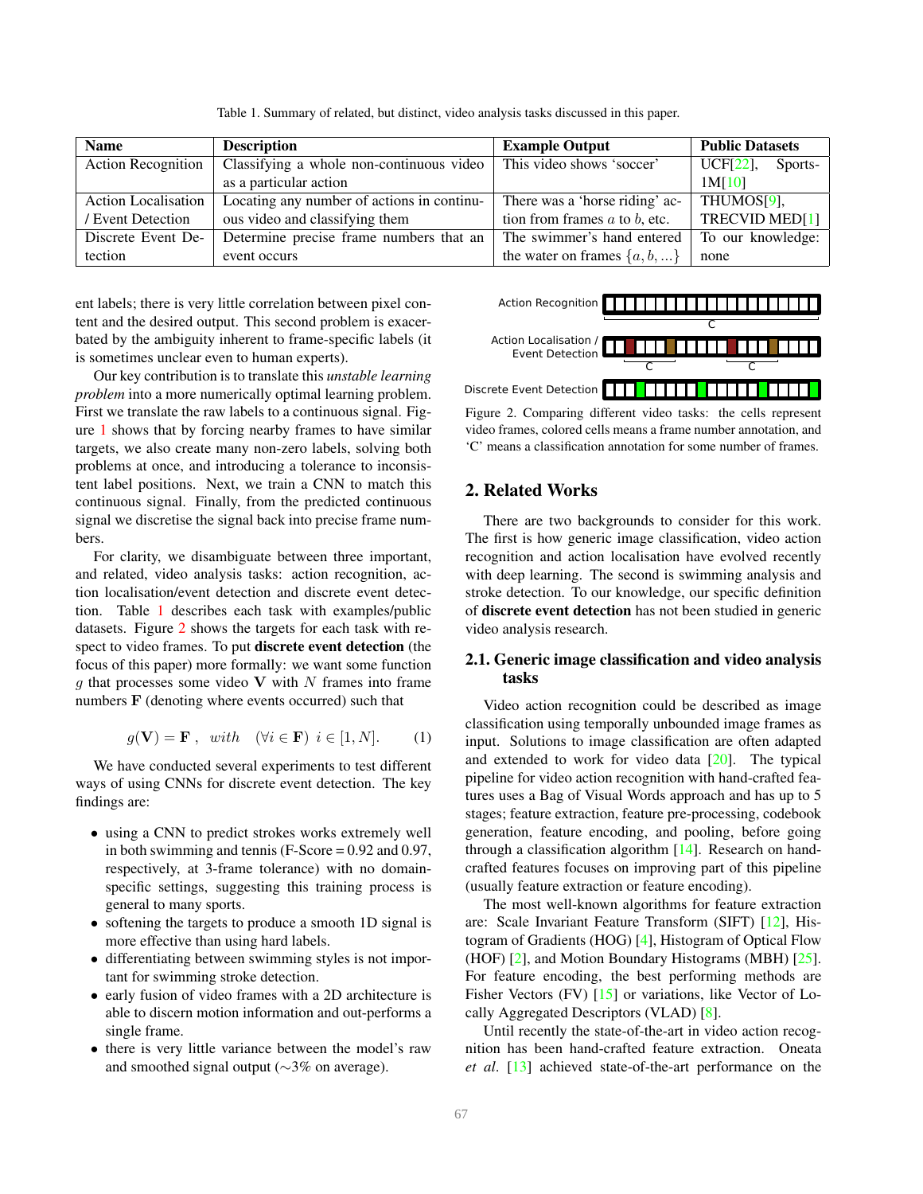Table 1. Summary of related, but distinct, video analysis tasks discussed in this paper.

| Name | Description | Example Output | Public Datasets |
|---|---|---|---|
| Action Recognition | Classifying a whole non-continuous video as a particular action | This video shows 'soccer' | UCF[22], Sports-1M[10] |
| Action Localisation / Event Detection | Locating any number of actions in continuous video and classifying them | There was a 'horse riding' action from frames $a$ to $b$, etc. | THUMOS[9], TRECVID MED[1] |
| Discrete Event Detection | Determine precise frame numbers that an event occurs | The swimmer's hand entered the water on frames $\{a, b, ...\}$ | To our knowledge: none |

ent labels; there is very little correlation between pixel content and the desired output. This second problem is exacerbated by the ambiguity inherent to frame-specific labels (it is sometimes unclear even to human experts).

Our key contribution is to translate this *unstable learning problem* into a more numerically optimal learning problem. First we translate the raw labels to a continuous signal. Figure 1 shows that by forcing nearby frames to have similar targets, we also create many non-zero labels, solving both problems at once, and introducing a tolerance to inconsistent label positions. Next, we train a CNN to match this continuous signal. Finally, from the predicted continuous signal we discretise the signal back into precise frame numbers.

For clarity, we disambiguate between three important, and related, video analysis tasks: action recognition, action localisation/event detection and discrete event detection. Table 1 describes each task with examples/public datasets. Figure 2 shows the targets for each task with respect to video frames. To put **discrete event detection** (the focus of this paper) more formally: we want some function $g$ that processes some video $\mathbf{V}$ with $N$ frames into frame numbers $\mathbf{F}$ (denoting where events occurred) such that

$$g(\mathbf{V}) = \mathbf{F}\ , \quad with \quad (\forall i \in \mathbf{F})\ i \in [1, N]. \tag{1}$$

We have conducted several experiments to test different ways of using CNNs for discrete event detection. The key findings are:

- using a CNN to predict strokes works extremely well in both swimming and tennis (F-Score = 0.92 and 0.97, respectively, at 3-frame tolerance) with no domain-specific settings, suggesting this training process is general to many sports.
- softening the targets to produce a smooth 1D signal is more effective than using hard labels.
- differentiating between swimming styles is not important for swimming stroke detection.
- early fusion of video frames with a 2D architecture is able to discern motion information and out-performs a single frame.
- there is very little variance between the model's raw and smoothed signal output ($\sim$3% on average).

Figure 2. Comparing different video tasks: the cells represent video frames, colored cells means a frame number annotation, and 'C' means a classification annotation for some number of frames.

## 2. Related Works

There are two backgrounds to consider for this work. The first is how generic image classification, video action recognition and action localisation have evolved recently with deep learning. The second is swimming analysis and stroke detection. To our knowledge, our specific definition of **discrete event detection** has not been studied in generic video analysis research.

### 2.1. Generic image classification and video analysis tasks

Video action recognition could be described as image classification using temporally unbounded image frames as input. Solutions to image classification are often adapted and extended to work for video data [20]. The typical pipeline for video action recognition with hand-crafted features uses a Bag of Visual Words approach and has up to 5 stages; feature extraction, feature pre-processing, codebook generation, feature encoding, and pooling, before going through a classification algorithm [14]. Research on hand-crafted features focuses on improving part of this pipeline (usually feature extraction or feature encoding).

The most well-known algorithms for feature extraction are: Scale Invariant Feature Transform (SIFT) [12], Histogram of Gradients (HOG) [4], Histogram of Optical Flow (HOF) [2], and Motion Boundary Histograms (MBH) [25]. For feature encoding, the best performing methods are Fisher Vectors (FV) [15] or variations, like Vector of Locally Aggregated Descriptors (VLAD) [8].

Until recently the state-of-the-art in video action recognition has been hand-crafted feature extraction. Oneata *et al*. [13] achieved state-of-the-art performance on the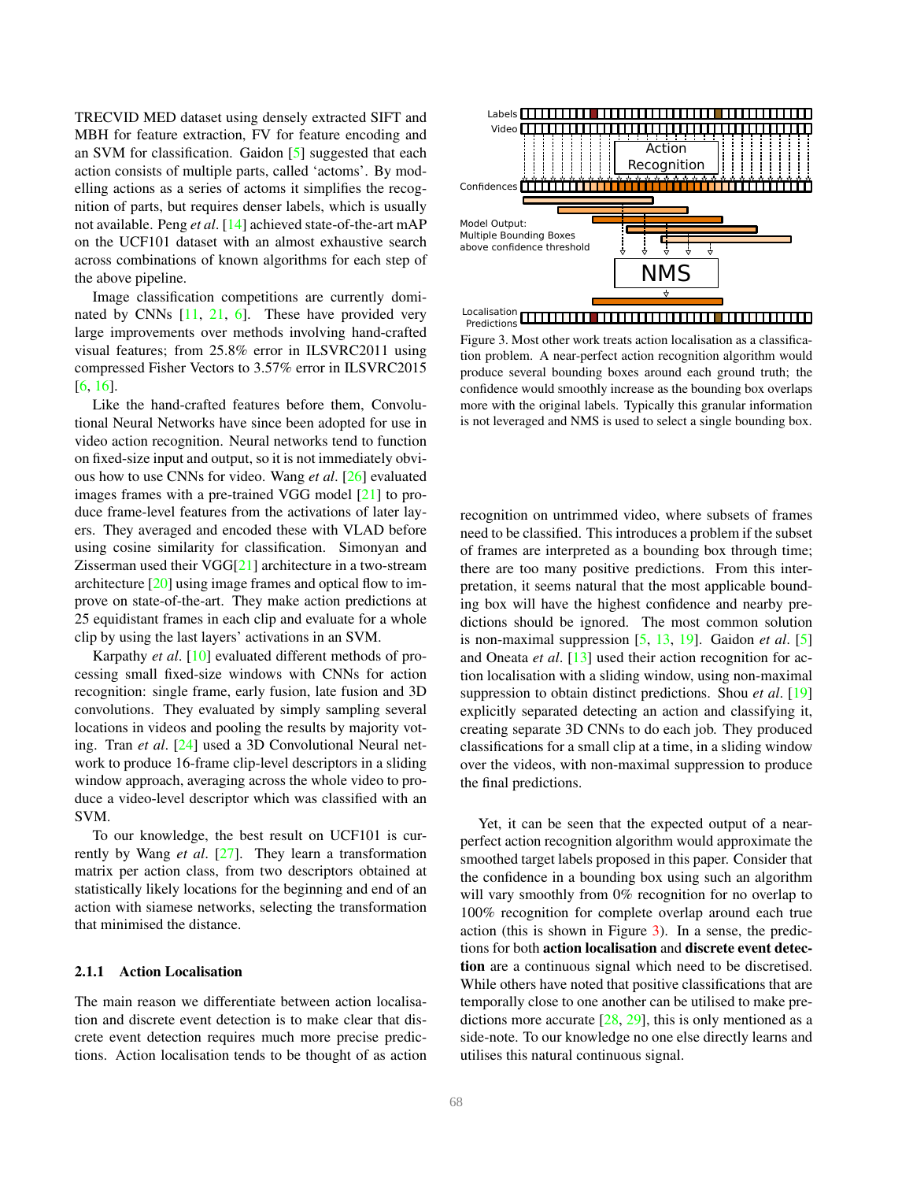TRECVID MED dataset using densely extracted SIFT and MBH for feature extraction, FV for feature encoding and an SVM for classification. Gaidon [5] suggested that each action consists of multiple parts, called 'actoms'. By modelling actions as a series of actoms it simplifies the recognition of parts, but requires denser labels, which is usually not available. Peng *et al*. [14] achieved state-of-the-art mAP on the UCF101 dataset with an almost exhaustive search across combinations of known algorithms for each step of the above pipeline.

Image classification competitions are currently dominated by CNNs [11, 21, 6]. These have provided very large improvements over methods involving hand-crafted visual features; from 25.8% error in ILSVRC2011 using compressed Fisher Vectors to 3.57% error in ILSVRC2015 [6, 16].

Like the hand-crafted features before them, Convolutional Neural Networks have since been adopted for use in video action recognition. Neural networks tend to function on fixed-size input and output, so it is not immediately obvious how to use CNNs for video. Wang *et al*. [26] evaluated images frames with a pre-trained VGG model [21] to produce frame-level features from the activations of later layers. They averaged and encoded these with VLAD before using cosine similarity for classification. Simonyan and Zisserman used their VGG[21] architecture in a two-stream architecture [20] using image frames and optical flow to improve on state-of-the-art. They make action predictions at 25 equidistant frames in each clip and evaluate for a whole clip by using the last layers' activations in an SVM.

Karpathy *et al*. [10] evaluated different methods of processing small fixed-size windows with CNNs for action recognition: single frame, early fusion, late fusion and 3D convolutions. They evaluated by simply sampling several locations in videos and pooling the results by majority voting. Tran *et al*. [24] used a 3D Convolutional Neural network to produce 16-frame clip-level descriptors in a sliding window approach, averaging across the whole video to produce a video-level descriptor which was classified with an SVM.

To our knowledge, the best result on UCF101 is currently by Wang *et al*. [27]. They learn a transformation matrix per action class, from two descriptors obtained at statistically likely locations for the beginning and end of an action with siamese networks, selecting the transformation that minimised the distance.

#### 2.1.1 Action Localisation

The main reason we differentiate between action localisation and discrete event detection is to make clear that discrete event detection requires much more precise predictions. Action localisation tends to be thought of as action recognition on untrimmed video, where subsets of frames need to be classified. This introduces a problem if the subset of frames are interpreted as a bounding box through time; there are too many positive predictions. From this interpretation, it seems natural that the most applicable bounding box will have the highest confidence and nearby predictions should be ignored. The most common solution is non-maximal suppression [5, 13, 19]. Gaidon *et al*. [5] and Oneata *et al*. [13] used their action recognition for action localisation with a sliding window, using non-maximal suppression to obtain distinct predictions. Shou *et al*. [19] explicitly separated detecting an action and classifying it, creating separate 3D CNNs to do each job. They produced classifications for a small clip at a time, in a sliding window over the videos, with non-maximal suppression to produce the final predictions.

Figure 3. Most other work treats action localisation as a classification problem. A near-perfect action recognition algorithm would produce several bounding boxes around each ground truth; the confidence would smoothly increase as the bounding box overlaps more with the original labels. Typically this granular information is not leveraged and NMS is used to select a single bounding box.

Yet, it can be seen that the expected output of a near-perfect action recognition algorithm would approximate the smoothed target labels proposed in this paper. Consider that the confidence in a bounding box using such an algorithm will vary smoothly from 0% recognition for no overlap to 100% recognition for complete overlap around each true action (this is shown in Figure 3). In a sense, the predictions for both **action localisation** and **discrete event detection** are a continuous signal which need to be discretised. While others have noted that positive classifications that are temporally close to one another can be utilised to make predictions more accurate [28, 29], this is only mentioned as a side-note. To our knowledge no one else directly learns and utilises this natural continuous signal.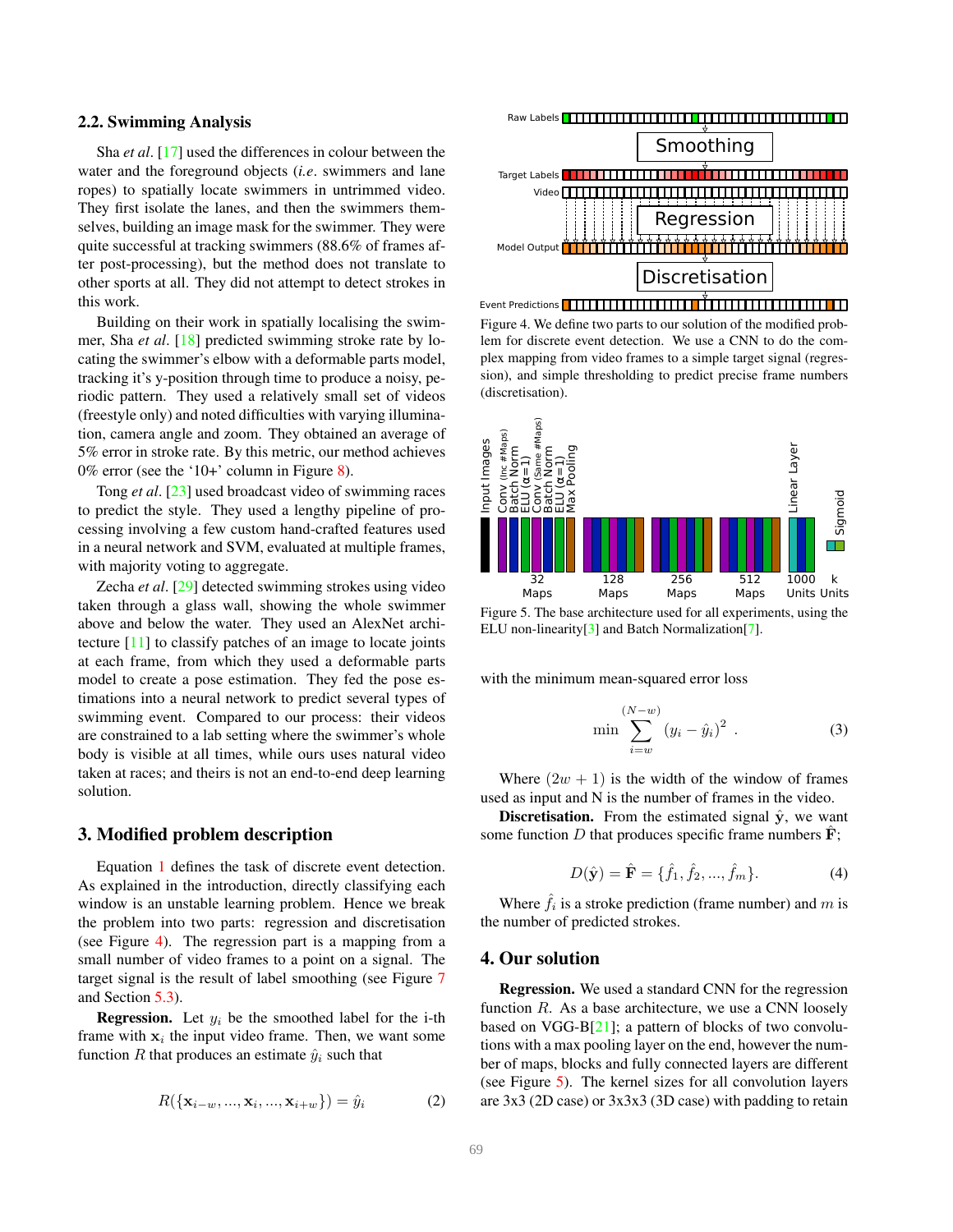### 2.2. Swimming Analysis

Sha *et al*. [17] used the differences in colour between the water and the foreground objects (*i.e*. swimmers and lane ropes) to spatially locate swimmers in untrimmed video. They first isolate the lanes, and then the swimmers themselves, building an image mask for the swimmer. They were quite successful at tracking swimmers (88.6% of frames after post-processing), but the method does not translate to other sports at all. They did not attempt to detect strokes in this work.

Building on their work in spatially localising the swimmer, Sha *et al*. [18] predicted swimming stroke rate by locating the swimmer's elbow with a deformable parts model, tracking it's y-position through time to produce a noisy, periodic pattern. They used a relatively small set of videos (freestyle only) and noted difficulties with varying illumination, camera angle and zoom. They obtained an average of 5% error in stroke rate. By this metric, our method achieves 0% error (see the '10+' column in Figure 8).

Tong *et al*. [23] used broadcast video of swimming races to predict the style. They used a lengthy pipeline of processing involving a few custom hand-crafted features used in a neural network and SVM, evaluated at multiple frames, with majority voting to aggregate.

Zecha *et al*. [29] detected swimming strokes using video taken through a glass wall, showing the whole swimmer above and below the water. They used an AlexNet architecture [11] to classify patches of an image to locate joints at each frame, from which they used a deformable parts model to create a pose estimation. They fed the pose estimations into a neural network to predict several types of swimming event. Compared to our process: their videos are constrained to a lab setting where the swimmer's whole body is visible at all times, while ours uses natural video taken at races; and theirs is not an end-to-end deep learning solution.

## 3. Modified problem description

Equation 1 defines the task of discrete event detection. As explained in the introduction, directly classifying each window is an unstable learning problem. Hence we break the problem into two parts: regression and discretisation (see Figure 4). The regression part is a mapping from a small number of video frames to a point on a signal. The target signal is the result of label smoothing (see Figure 7 and Section 5.3).

**Regression.** Let $y_i$ be the smoothed label for the i-th frame with $\mathbf{x}_i$ the input video frame. Then, we want some function $R$ that produces an estimate $\hat{y}_i$ such that

$$R(\{\mathbf{x}_{i-w}, ..., \mathbf{x}_i, ..., \mathbf{x}_{i+w}\}) = \hat{y}_i \tag{2}$$

Figure 4. We define two parts to our solution of the modified problem for discrete event detection. We use a CNN to do the complex mapping from video frames to a simple target signal (regression), and simple thresholding to predict precise frame numbers (discretisation).

Figure 5. The base architecture used for all experiments, using the ELU non-linearity[3] and Batch Normalization[7].

with the minimum mean-squared error loss

$$\min \sum_{i=w}^{(N-w)} (y_i - \hat{y}_i)^2 \ . \tag{3}$$

Where $(2w + 1)$ is the width of the window of frames used as input and N is the number of frames in the video.

**Discretisation.** From the estimated signal $\hat{\mathbf{y}}$, we want some function $D$ that produces specific frame numbers $\hat{\mathbf{F}}$;

$$D(\hat{\mathbf{y}}) = \hat{\mathbf{F}} = \{\hat{f}_1, \hat{f}_2, ..., \hat{f}_m\}. \tag{4}$$

Where $\hat{f}_i$ is a stroke prediction (frame number) and $m$ is the number of predicted strokes.

## 4. Our solution

**Regression.** We used a standard CNN for the regression function $R$. As a base architecture, we use a CNN loosely based on VGG-B[21]; a pattern of blocks of two convolutions with a max pooling layer on the end, however the number of maps, blocks and fully connected layers are different (see Figure 5). The kernel sizes for all convolution layers are 3x3 (2D case) or 3x3x3 (3D case) with padding to retain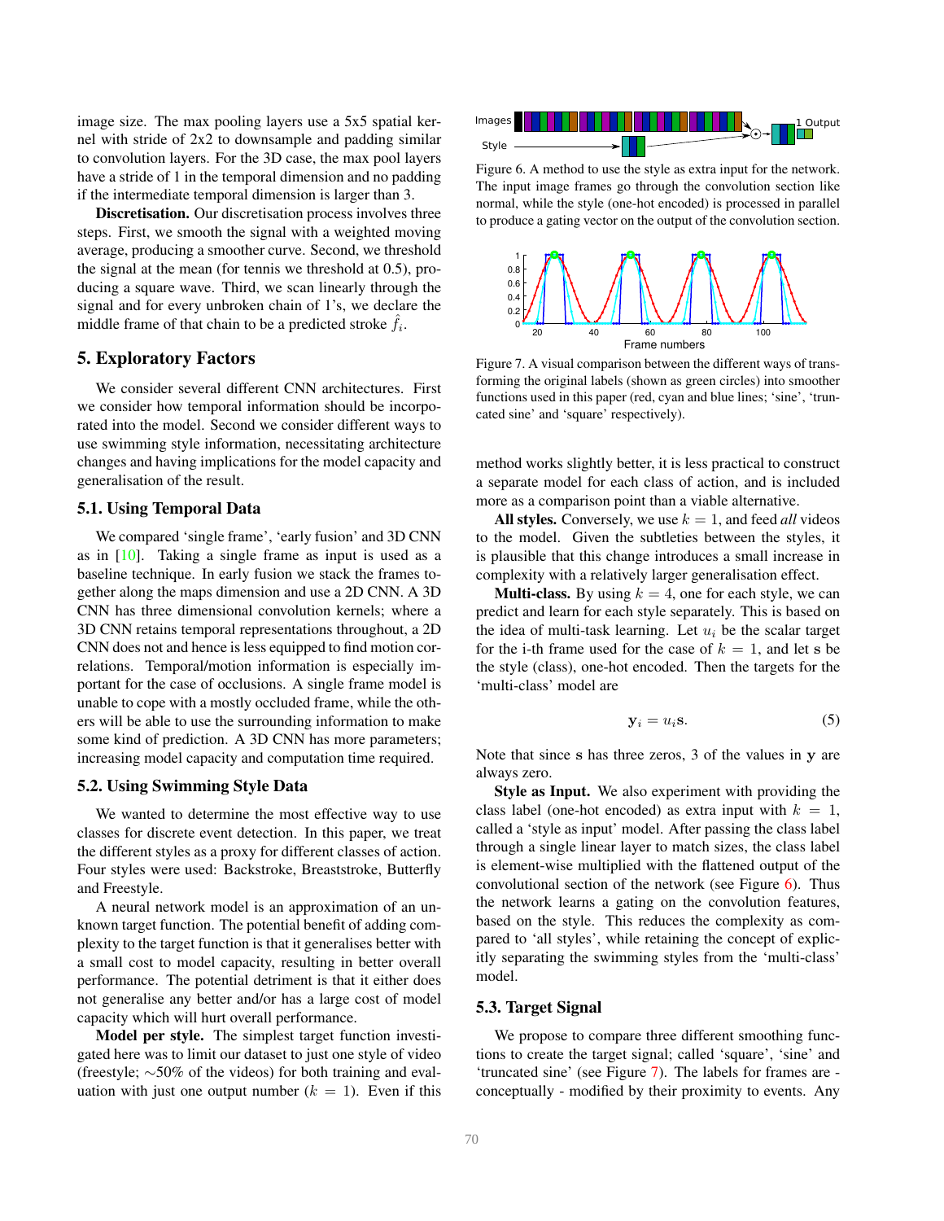image size. The max pooling layers use a 5x5 spatial kernel with stride of 2x2 to downsample and padding similar to convolution layers. For the 3D case, the max pool layers have a stride of 1 in the temporal dimension and no padding if the intermediate temporal dimension is larger than 3.

**Discretisation.** Our discretisation process involves three steps. First, we smooth the signal with a weighted moving average, producing a smoother curve. Second, we threshold the signal at the mean (for tennis we threshold at 0.5), producing a square wave. Third, we scan linearly through the signal and for every unbroken chain of 1's, we declare the middle frame of that chain to be a predicted stroke $\hat{f}_i$.

## 5. Exploratory Factors

We consider several different CNN architectures. First we consider how temporal information should be incorporated into the model. Second we consider different ways to use swimming style information, necessitating architecture changes and having implications for the model capacity and generalisation of the result.

### 5.1. Using Temporal Data

We compared 'single frame', 'early fusion' and 3D CNN as in [10]. Taking a single frame as input is used as a baseline technique. In early fusion we stack the frames together along the maps dimension and use a 2D CNN. A 3D CNN has three dimensional convolution kernels; where a 3D CNN retains temporal representations throughout, a 2D CNN does not and hence is less equipped to find motion correlations. Temporal/motion information is especially important for the case of occlusions. A single frame model is unable to cope with a mostly occluded frame, while the others will be able to use the surrounding information to make some kind of prediction. A 3D CNN has more parameters; increasing model capacity and computation time required.

### 5.2. Using Swimming Style Data

We wanted to determine the most effective way to use classes for discrete event detection. In this paper, we treat the different styles as a proxy for different classes of action. Four styles were used: Backstroke, Breaststroke, Butterfly and Freestyle.

A neural network model is an approximation of an unknown target function. The potential benefit of adding complexity to the target function is that it generalises better with a small cost to model capacity, resulting in better overall performance. The potential detriment is that it either does not generalise any better and/or has a large cost of model capacity which will hurt overall performance.

**Model per style.** The simplest target function investigated here was to limit our dataset to just one style of video (freestyle; ∼50% of the videos) for both training and evaluation with just one output number ($k = 1$). Even if this method works slightly better, it is less practical to construct a separate model for each class of action, and is included more as a comparison point than a viable alternative.

**All styles.** Conversely, we use $k = 1$, and feed *all* videos to the model. Given the subtleties between the styles, it is plausible that this change introduces a small increase in complexity with a relatively larger generalisation effect.

**Multi-class.** By using $k = 4$, one for each style, we can predict and learn for each style separately. This is based on the idea of multi-task learning. Let $u_i$ be the scalar target for the i-th frame used for the case of $k = 1$, and let $\mathbf{s}$ be the style (class), one-hot encoded. Then the targets for the 'multi-class' model are

$$\mathbf{y}_i = u_i \mathbf{s}. \tag{5}$$

Note that since $\mathbf{s}$ has three zeros, 3 of the values in $\mathbf{y}$ are always zero.

**Style as Input.** We also experiment with providing the class label (one-hot encoded) as extra input with $k = 1$, called a 'style as input' model. After passing the class label through a single linear layer to match sizes, the class label is element-wise multiplied with the flattened output of the convolutional section of the network (see Figure 6). Thus the network learns a gating on the convolution features, based on the style. This reduces the complexity as compared to 'all styles', while retaining the concept of explicitly separating the swimming styles from the 'multi-class' model.

Figure 6. A method to use the style as extra input for the network. The input image frames go through the convolution section like normal, while the style (one-hot encoded) is processed in parallel to produce a gating vector on the output of the convolution section.

Figure 7. A visual comparison between the different ways of transforming the original labels (shown as green circles) into smoother functions used in this paper (red, cyan and blue lines; 'sine', 'truncated sine' and 'square' respectively).

### 5.3. Target Signal

We propose to compare three different smoothing functions to create the target signal; called 'square', 'sine' and 'truncated sine' (see Figure 7). The labels for frames are - conceptually - modified by their proximity to events. Any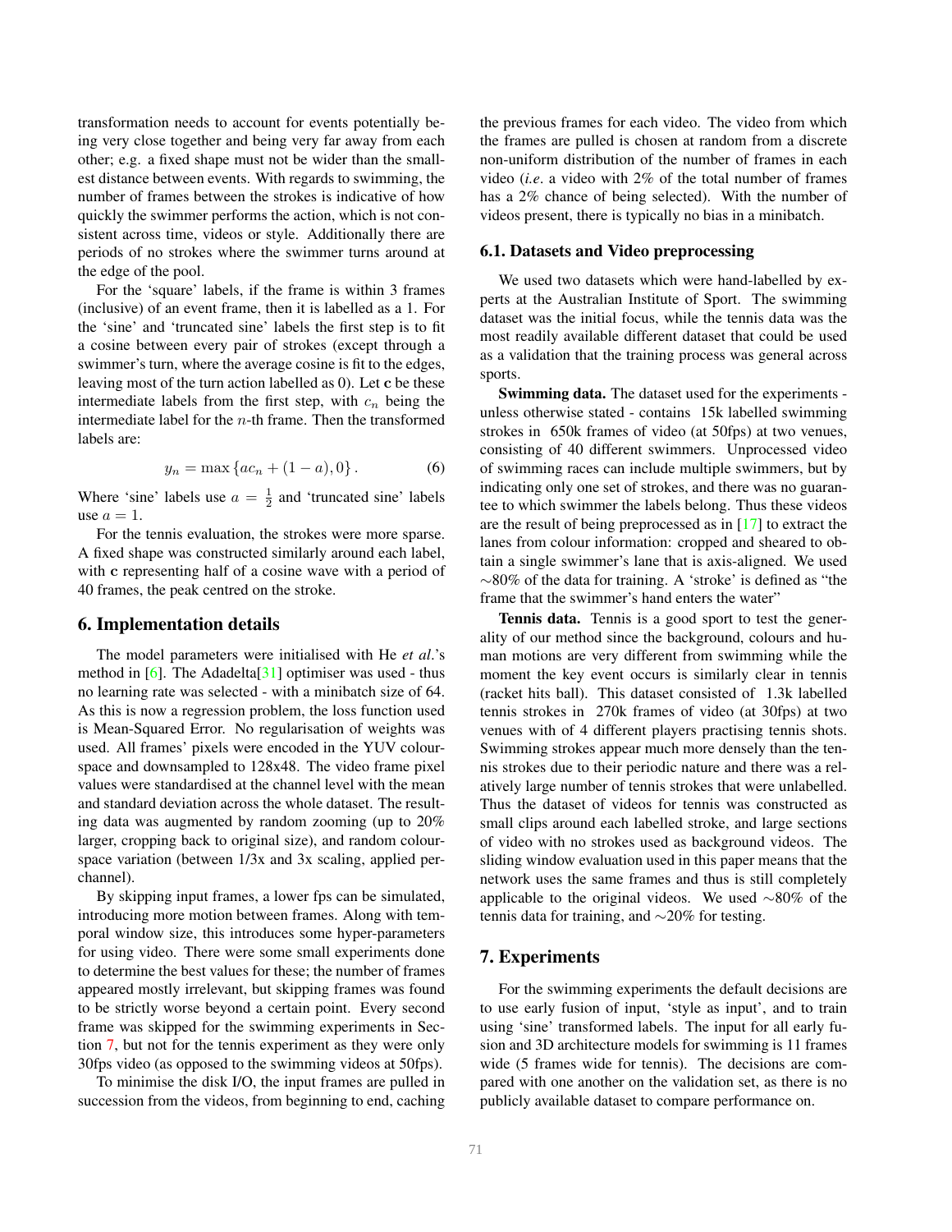transformation needs to account for events potentially being very close together and being very far away from each other; e.g. a fixed shape must not be wider than the smallest distance between events. With regards to swimming, the number of frames between the strokes is indicative of how quickly the swimmer performs the action, which is not consistent across time, videos or style. Additionally there are periods of no strokes where the swimmer turns around at the edge of the pool.

For the 'square' labels, if the frame is within 3 frames (inclusive) of an event frame, then it is labelled as a 1. For the 'sine' and 'truncated sine' labels the first step is to fit a cosine between every pair of strokes (except through a swimmer's turn, where the average cosine is fit to the edges, leaving most of the turn action labelled as 0). Let $\mathbf{c}$ be these intermediate labels from the first step, with $c_n$ being the intermediate label for the $n$-th frame. Then the transformed labels are:

$$y_n = \max \{ac_n + (1 - a), 0\}. \tag{6}$$

Where 'sine' labels use $a = \frac{1}{2}$ and 'truncated sine' labels use $a = 1$.

For the tennis evaluation, the strokes were more sparse. A fixed shape was constructed similarly around each label, with $\mathbf{c}$ representing half of a cosine wave with a period of 40 frames, the peak centred on the stroke.

## 6. Implementation details

The model parameters were initialised with He *et al.*'s method in [6]. The Adadelta[31] optimiser was used - thus no learning rate was selected - with a minibatch size of 64. As this is now a regression problem, the loss function used is Mean-Squared Error. No regularisation of weights was used. All frames' pixels were encoded in the YUV colourspace and downsampled to 128x48. The video frame pixel values were standardised at the channel level with the mean and standard deviation across the whole dataset. The resulting data was augmented by random zooming (up to 20% larger, cropping back to original size), and random colourspace variation (between 1/3x and 3x scaling, applied per-channel).

By skipping input frames, a lower fps can be simulated, introducing more motion between frames. Along with temporal window size, this introduces some hyper-parameters for using video. There were some small experiments done to determine the best values for these; the number of frames appeared mostly irrelevant, but skipping frames was found to be strictly worse beyond a certain point. Every second frame was skipped for the swimming experiments in Section 7, but not for the tennis experiment as they were only 30fps video (as opposed to the swimming videos at 50fps).

To minimise the disk I/O, the input frames are pulled in succession from the videos, from beginning to end, caching the previous frames for each video. The video from which the frames are pulled is chosen at random from a discrete non-uniform distribution of the number of frames in each video (*i.e.* a video with 2% of the total number of frames has a 2% chance of being selected). With the number of videos present, there is typically no bias in a minibatch.

### 6.1. Datasets and Video preprocessing

We used two datasets which were hand-labelled by experts at the Australian Institute of Sport. The swimming dataset was the initial focus, while the tennis data was the most readily available different dataset that could be used as a validation that the training process was general across sports.

**Swimming data.** The dataset used for the experiments - unless otherwise stated - contains 15k labelled swimming strokes in 650k frames of video (at 50fps) at two venues, consisting of 40 different swimmers. Unprocessed video of swimming races can include multiple swimmers, but by indicating only one set of strokes, and there was no guarantee to which swimmer the labels belong. Thus these videos are the result of being preprocessed as in [17] to extract the lanes from colour information: cropped and sheared to obtain a single swimmer's lane that is axis-aligned. We used ∼80% of the data for training. A 'stroke' is defined as "the frame that the swimmer's hand enters the water"

**Tennis data.** Tennis is a good sport to test the generality of our method since the background, colours and human motions are very different from swimming while the moment the key event occurs is similarly clear in tennis (racket hits ball). This dataset consisted of 1.3k labelled tennis strokes in 270k frames of video (at 30fps) at two venues with of 4 different players practising tennis shots. Swimming strokes appear much more densely than the tennis strokes due to their periodic nature and there was a relatively large number of tennis strokes that were unlabelled. Thus the dataset of videos for tennis was constructed as small clips around each labelled stroke, and large sections of video with no strokes used as background videos. The sliding window evaluation used in this paper means that the network uses the same frames and thus is still completely applicable to the original videos. We used ∼80% of the tennis data for training, and ∼20% for testing.

## 7. Experiments

For the swimming experiments the default decisions are to use early fusion of input, 'style as input', and to train using 'sine' transformed labels. The input for all early fusion and 3D architecture models for swimming is 11 frames wide (5 frames wide for tennis). The decisions are compared with one another on the validation set, as there is no publicly available dataset to compare performance on.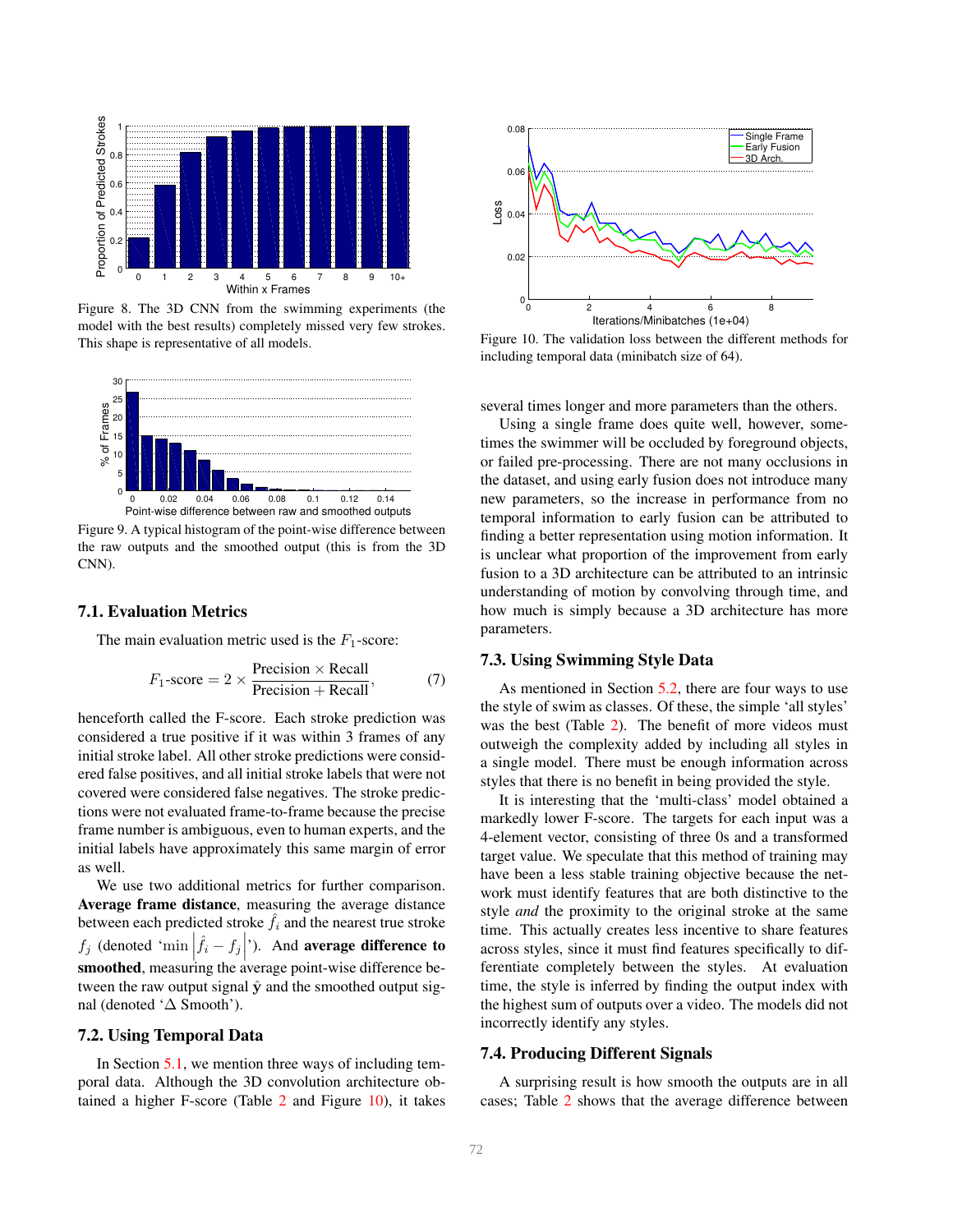Figure 8. The 3D CNN from the swimming experiments (the model with the best results) completely missed very few strokes. This shape is representative of all models.

Figure 9. A typical histogram of the point-wise difference between the raw outputs and the smoothed output (this is from the 3D CNN).

### 7.1. Evaluation Metrics

The main evaluation metric used is the $F_1$-score:

$$F_1\text{-score} = 2 \times \frac{\text{Precision} \times \text{Recall}}{\text{Precision} + \text{Recall}}, \quad (7)$$

henceforth called the F-score. Each stroke prediction was considered a true positive if it was within 3 frames of any initial stroke label. All other stroke predictions were considered false positives, and all initial stroke labels that were not covered were considered false negatives. The stroke predictions were not evaluated frame-to-frame because the precise frame number is ambiguous, even to human experts, and the initial labels have approximately this same margin of error as well.

We use two additional metrics for further comparison. **Average frame distance**, measuring the average distance between each predicted stroke $\hat{f}_i$ and the nearest true stroke $f_j$ (denoted '$\min \left|\hat{f}_i - f_j\right|$'). And **average difference to smoothed**, measuring the average point-wise difference between the raw output signal $\hat{\mathbf{y}}$ and the smoothed output signal (denoted '$\Delta$ Smooth').

### 7.2. Using Temporal Data

In Section 5.1, we mention three ways of including temporal data. Although the 3D convolution architecture obtained a higher F-score (Table 2 and Figure 10), it takes several times longer and more parameters than the others.

Figure 10. The validation loss between the different methods for including temporal data (minibatch size of 64).

Using a single frame does quite well, however, sometimes the swimmer will be occluded by foreground objects, or failed pre-processing. There are not many occlusions in the dataset, and using early fusion does not introduce many new parameters, so the increase in performance from no temporal information to early fusion can be attributed to finding a better representation using motion information. It is unclear what proportion of the improvement from early fusion to a 3D architecture can be attributed to an intrinsic understanding of motion by convolving through time, and how much is simply because a 3D architecture has more parameters.

### 7.3. Using Swimming Style Data

As mentioned in Section 5.2, there are four ways to use the style of swim as classes. Of these, the simple 'all styles' was the best (Table 2). The benefit of more videos must outweigh the complexity added by including all styles in a single model. There must be enough information across styles that there is no benefit in being provided the style.

It is interesting that the 'multi-class' model obtained a markedly lower F-score. The targets for each input was a 4-element vector, consisting of three 0s and a transformed target value. We speculate that this method of training may have been a less stable training objective because the network must identify features that are both distinctive to the style *and* the proximity to the original stroke at the same time. This actually creates less incentive to share features across styles, since it must find features specifically to differentiate completely between the styles. At evaluation time, the style is inferred by finding the output index with the highest sum of outputs over a video. The models did not incorrectly identify any styles.

### 7.4. Producing Different Signals

A surprising result is how smooth the outputs are in all cases; Table 2 shows that the average difference between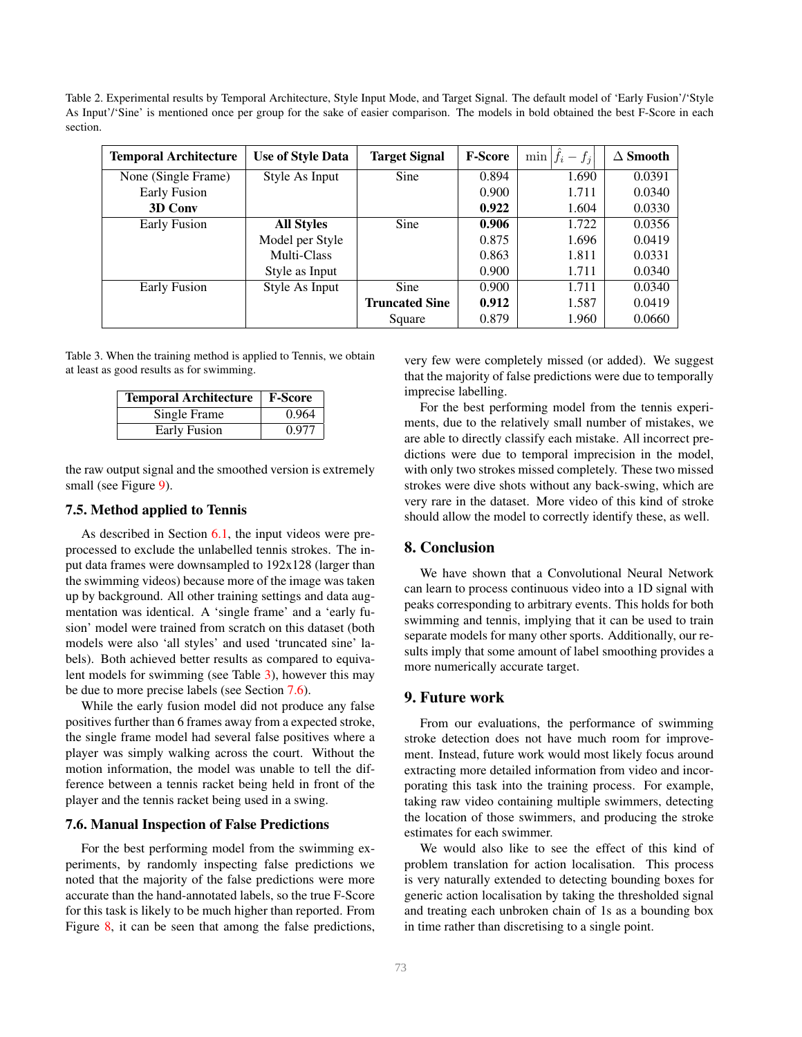Table 2. Experimental results by Temporal Architecture, Style Input Mode, and Target Signal. The default model of 'Early Fusion'/'Style As Input'/'Sine' is mentioned once per group for the sake of easier comparison. The models in bold obtained the best F-Score in each section.

| Temporal Architecture | Use of Style Data | Target Signal | F-Score | $\min \left\| \hat{f}_i - f_j \right\|$ | Δ Smooth |
|---|---|---|---|---|---|
| None (Single Frame) | Style As Input | Sine | 0.894 | 1.690 | 0.0391 |
| Early Fusion | | | 0.900 | 1.711 | 0.0340 |
| **3D Conv** | | | **0.922** | 1.604 | 0.0330 |
| Early Fusion | **All Styles** | Sine | **0.906** | 1.722 | 0.0356 |
| | Model per Style | | 0.875 | 1.696 | 0.0419 |
| | Multi-Class | | 0.863 | 1.811 | 0.0331 |
| | Style as Input | | 0.900 | 1.711 | 0.0340 |
| Early Fusion | Style As Input | Sine | 0.900 | 1.711 | 0.0340 |
| | | **Truncated Sine** | **0.912** | 1.587 | 0.0419 |
| | | Square | 0.879 | 1.960 | 0.0660 |

Table 3. When the training method is applied to Tennis, we obtain at least as good results as for swimming.

| Temporal Architecture | F-Score |
|---|---|
| Single Frame | 0.964 |
| Early Fusion | 0.977 |

the raw output signal and the smoothed version is extremely small (see Figure 9).

### 7.5. Method applied to Tennis

As described in Section 6.1, the input videos were pre-processed to exclude the unlabelled tennis strokes. The input data frames were downsampled to 192x128 (larger than the swimming videos) because more of the image was taken up by background. All other training settings and data augmentation was identical. A 'single frame' and a 'early fusion' model were trained from scratch on this dataset (both models were also 'all styles' and used 'truncated sine' labels). Both achieved better results as compared to equivalent models for swimming (see Table 3), however this may be due to more precise labels (see Section 7.6).

While the early fusion model did not produce any false positives further than 6 frames away from a expected stroke, the single frame model had several false positives where a player was simply walking across the court. Without the motion information, the model was unable to tell the difference between a tennis racket being held in front of the player and the tennis racket being used in a swing.

### 7.6. Manual Inspection of False Predictions

For the best performing model from the swimming experiments, by randomly inspecting false predictions we noted that the majority of the false predictions were more accurate than the hand-annotated labels, so the true F-Score for this task is likely to be much higher than reported. From Figure 8, it can be seen that among the false predictions, very few were completely missed (or added). We suggest that the majority of false predictions were due to temporally imprecise labelling.

For the best performing model from the tennis experiments, due to the relatively small number of mistakes, we are able to directly classify each mistake. All incorrect predictions were due to temporal imprecision in the model, with only two strokes missed completely. These two missed strokes were dive shots without any back-swing, which are very rare in the dataset. More video of this kind of stroke should allow the model to correctly identify these, as well.

## 8. Conclusion

We have shown that a Convolutional Neural Network can learn to process continuous video into a 1D signal with peaks corresponding to arbitrary events. This holds for both swimming and tennis, implying that it can be used to train separate models for many other sports. Additionally, our results imply that some amount of label smoothing provides a more numerically accurate target.

## 9. Future work

From our evaluations, the performance of swimming stroke detection does not have much room for improvement. Instead, future work would most likely focus around extracting more detailed information from video and incorporating this task into the training process. For example, taking raw video containing multiple swimmers, detecting the location of those swimmers, and producing the stroke estimates for each swimmer.

We would also like to see the effect of this kind of problem translation for action localisation. This process is very naturally extended to detecting bounding boxes for generic action localisation by taking the thresholded signal and treating each unbroken chain of 1s as a bounding box in time rather than discretising to a single point.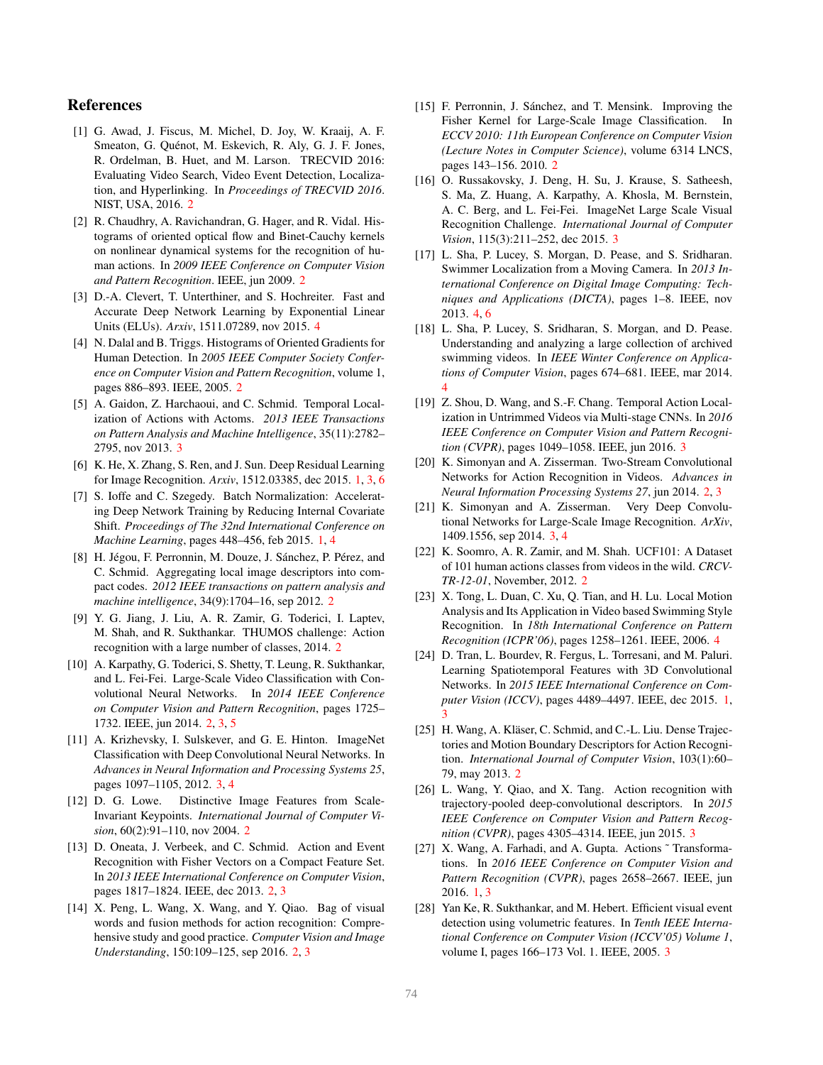# References

[1] G. Awad, J. Fiscus, M. Michel, D. Joy, W. Kraaij, A. F. Smeaton, G. Quénot, M. Eskevich, R. Aly, G. J. F. Jones, R. Ordelman, B. Huet, and M. Larson. TRECVID 2016: Evaluating Video Search, Video Event Detection, Localization, and Hyperlinking. In *Proceedings of TRECVID 2016*. NIST, USA, 2016. 2

[2] R. Chaudhry, A. Ravichandran, G. Hager, and R. Vidal. Histograms of oriented optical flow and Binet-Cauchy kernels on nonlinear dynamical systems for the recognition of human actions. In *2009 IEEE Conference on Computer Vision and Pattern Recognition*. IEEE, jun 2009. 2

[3] D.-A. Clevert, T. Unterthiner, and S. Hochreiter. Fast and Accurate Deep Network Learning by Exponential Linear Units (ELUs). *Arxiv*, 1511.07289, nov 2015. 4

[4] N. Dalal and B. Triggs. Histograms of Oriented Gradients for Human Detection. In *2005 IEEE Computer Society Conference on Computer Vision and Pattern Recognition*, volume 1, pages 886–893. IEEE, 2005. 2

[5] A. Gaidon, Z. Harchaoui, and C. Schmid. Temporal Localization of Actions with Actoms. *2013 IEEE Transactions on Pattern Analysis and Machine Intelligence*, 35(11):2782–2795, nov 2013. 3

[6] K. He, X. Zhang, S. Ren, and J. Sun. Deep Residual Learning for Image Recognition. *Arxiv*, 1512.03385, dec 2015. 1, 3, 6

[7] S. Ioffe and C. Szegedy. Batch Normalization: Accelerating Deep Network Training by Reducing Internal Covariate Shift. *Proceedings of The 32nd International Conference on Machine Learning*, pages 448–456, feb 2015. 1, 4

[8] H. Jégou, F. Perronnin, M. Douze, J. Sánchez, P. Pérez, and C. Schmid. Aggregating local image descriptors into compact codes. *2012 IEEE transactions on pattern analysis and machine intelligence*, 34(9):1704–16, sep 2012. 2

[9] Y. G. Jiang, J. Liu, A. R. Zamir, G. Toderici, I. Laptev, M. Shah, and R. Sukthankar. THUMOS challenge: Action recognition with a large number of classes, 2014. 2

[10] A. Karpathy, G. Toderici, S. Shetty, T. Leung, R. Sukthankar, and L. Fei-Fei. Large-Scale Video Classification with Convolutional Neural Networks. In *2014 IEEE Conference on Computer Vision and Pattern Recognition*, pages 1725–1732. IEEE, jun 2014. 2, 3, 5

[11] A. Krizhevsky, I. Sulskever, and G. E. Hinton. ImageNet Classification with Deep Convolutional Neural Networks. In *Advances in Neural Information and Processing Systems 25*, pages 1097–1105, 2012. 3, 4

[12] D. G. Lowe. Distinctive Image Features from Scale-Invariant Keypoints. *International Journal of Computer Vision*, 60(2):91–110, nov 2004. 2

[13] D. Oneata, J. Verbeek, and C. Schmid. Action and Event Recognition with Fisher Vectors on a Compact Feature Set. In *2013 IEEE International Conference on Computer Vision*, pages 1817–1824. IEEE, dec 2013. 2, 3

[14] X. Peng, L. Wang, X. Wang, and Y. Qiao. Bag of visual words and fusion methods for action recognition: Comprehensive study and good practice. *Computer Vision and Image Understanding*, 150:109–125, sep 2016. 2, 3

[15] F. Perronnin, J. Sánchez, and T. Mensink. Improving the Fisher Kernel for Large-Scale Image Classification. In *ECCV 2010: 11th European Conference on Computer Vision (Lecture Notes in Computer Science)*, volume 6314 LNCS, pages 143–156. 2010. 2

[16] O. Russakovsky, J. Deng, H. Su, J. Krause, S. Satheesh, S. Ma, Z. Huang, A. Karpathy, A. Khosla, M. Bernstein, A. C. Berg, and L. Fei-Fei. ImageNet Large Scale Visual Recognition Challenge. *International Journal of Computer Vision*, 115(3):211–252, dec 2015. 3

[17] L. Sha, P. Lucey, S. Morgan, D. Pease, and S. Sridharan. Swimmer Localization from a Moving Camera. In *2013 International Conference on Digital Image Computing: Techniques and Applications (DICTA)*, pages 1–8. IEEE, nov 2013. 4, 6

[18] L. Sha, P. Lucey, S. Sridharan, S. Morgan, and D. Pease. Understanding and analyzing a large collection of archived swimming videos. In *IEEE Winter Conference on Applications of Computer Vision*, pages 674–681. IEEE, mar 2014. 4

[19] Z. Shou, D. Wang, and S.-F. Chang. Temporal Action Localization in Untrimmed Videos via Multi-stage CNNs. In *2016 IEEE Conference on Computer Vision and Pattern Recognition (CVPR)*, pages 1049–1058. IEEE, jun 2016. 3

[20] K. Simonyan and A. Zisserman. Two-Stream Convolutional Networks for Action Recognition in Videos. *Advances in Neural Information Processing Systems 27*, jun 2014. 2, 3

[21] K. Simonyan and A. Zisserman. Very Deep Convolutional Networks for Large-Scale Image Recognition. *ArXiv*, 1409.1556, sep 2014. 3, 4

[22] K. Soomro, A. R. Zamir, and M. Shah. UCF101: A Dataset of 101 human actions classes from videos in the wild. *CRCV-TR-12-01*, November, 2012. 2

[23] X. Tong, L. Duan, C. Xu, Q. Tian, and H. Lu. Local Motion Analysis and Its Application in Video based Swimming Style Recognition. In *18th International Conference on Pattern Recognition (ICPR'06)*, pages 1258–1261. IEEE, 2006. 4

[24] D. Tran, L. Bourdev, R. Fergus, L. Torresani, and M. Paluri. Learning Spatiotemporal Features with 3D Convolutional Networks. In *2015 IEEE International Conference on Computer Vision (ICCV)*, pages 4489–4497. IEEE, dec 2015. 1, 3

[25] H. Wang, A. Kläser, C. Schmid, and C.-L. Liu. Dense Trajectories and Motion Boundary Descriptors for Action Recognition. *International Journal of Computer Vision*, 103(1):60–79, may 2013. 2

[26] L. Wang, Y. Qiao, and X. Tang. Action recognition with trajectory-pooled deep-convolutional descriptors. In *2015 IEEE Conference on Computer Vision and Pattern Recognition (CVPR)*, pages 4305–4314. IEEE, jun 2015. 3

[27] X. Wang, A. Farhadi, and A. Gupta. Actions ˜ Transformations. In *2016 IEEE Conference on Computer Vision and Pattern Recognition (CVPR)*, pages 2658–2667. IEEE, jun 2016. 1, 3

[28] Yan Ke, R. Sukthankar, and M. Hebert. Efficient visual event detection using volumetric features. In *Tenth IEEE International Conference on Computer Vision (ICCV'05) Volume 1*, volume I, pages 166–173 Vol. 1. IEEE, 2005. 3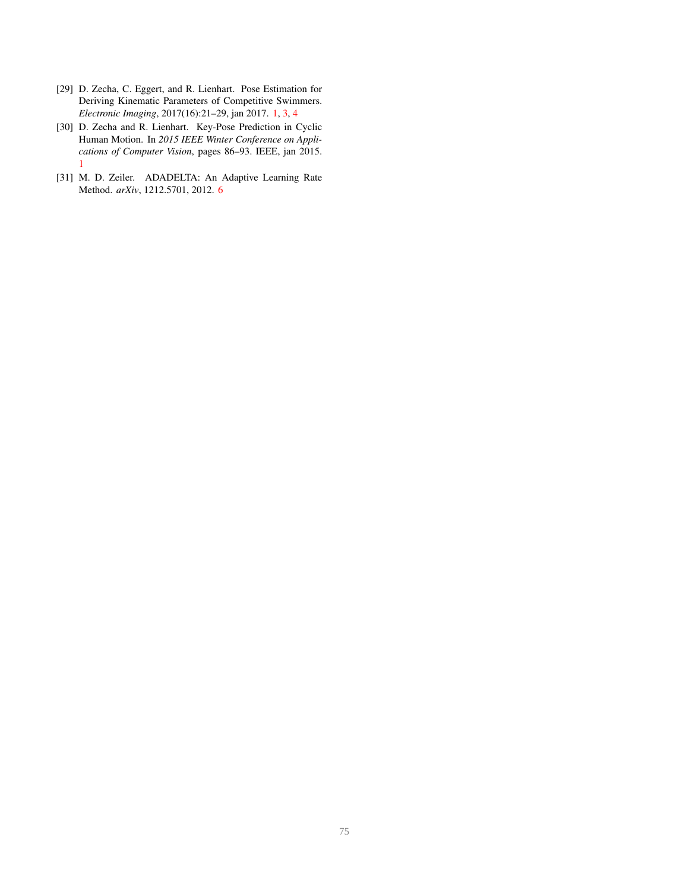[29] D. Zecha, C. Eggert, and R. Lienhart. Pose Estimation for Deriving Kinematic Parameters of Competitive Swimmers. *Electronic Imaging*, 2017(16):21–29, jan 2017. 1, 3, 4

[30] D. Zecha and R. Lienhart. Key-Pose Prediction in Cyclic Human Motion. In *2015 IEEE Winter Conference on Applications of Computer Vision*, pages 86–93. IEEE, jan 2015. 1

[31] M. D. Zeiler. ADADELTA: An Adaptive Learning Rate Method. *arXiv*, 1212.5701, 2012. 6